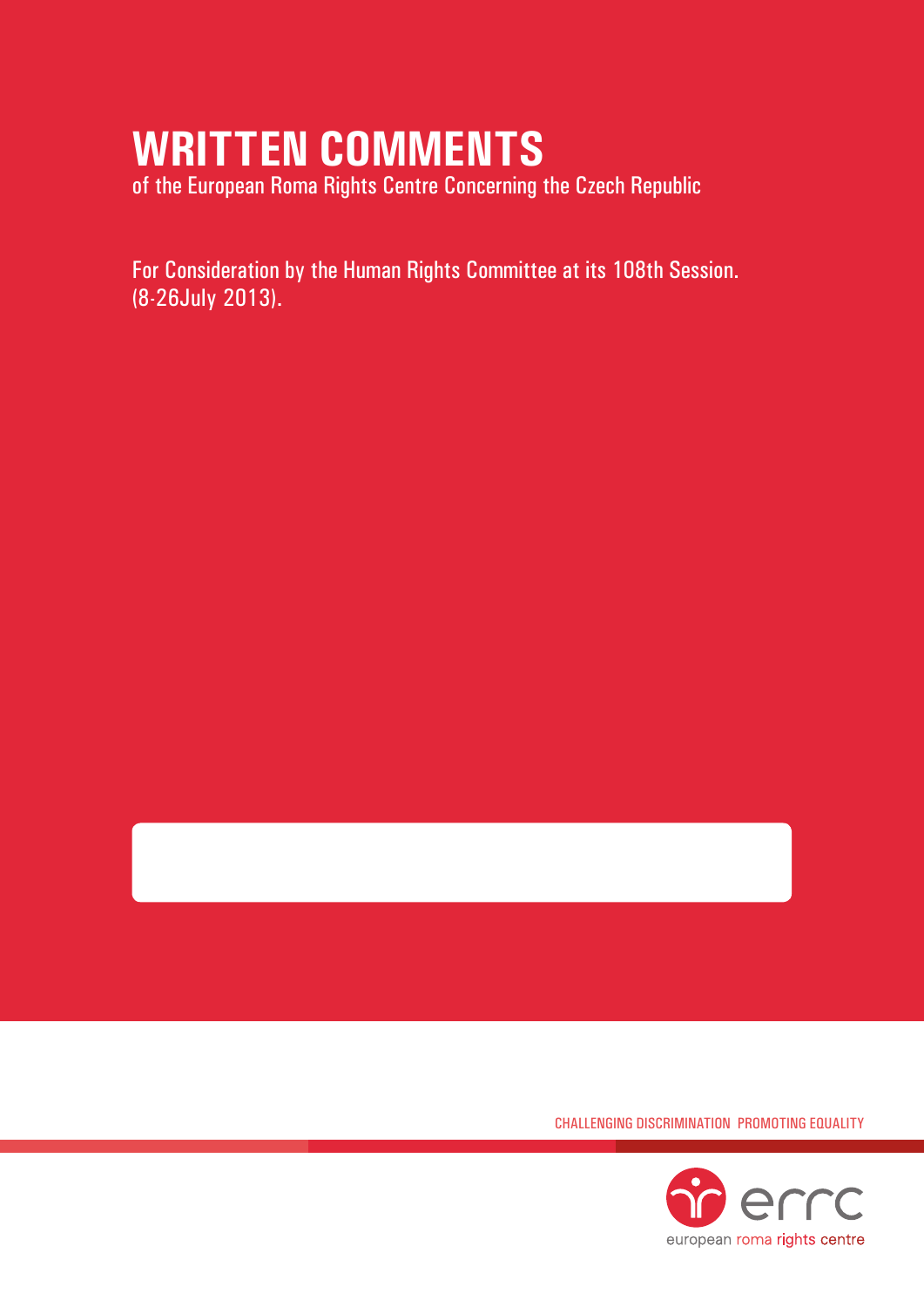# WRITTEN COMMENTS

of the European Roma Rights Centre Concerning the Czech Republic

For Consideration by the Human Rights Committee at its 108th Session. (8-26July 2013).

CHALLENGING DISCRIMINATION PROMOTING EQUALITY

errc

european roma rights centre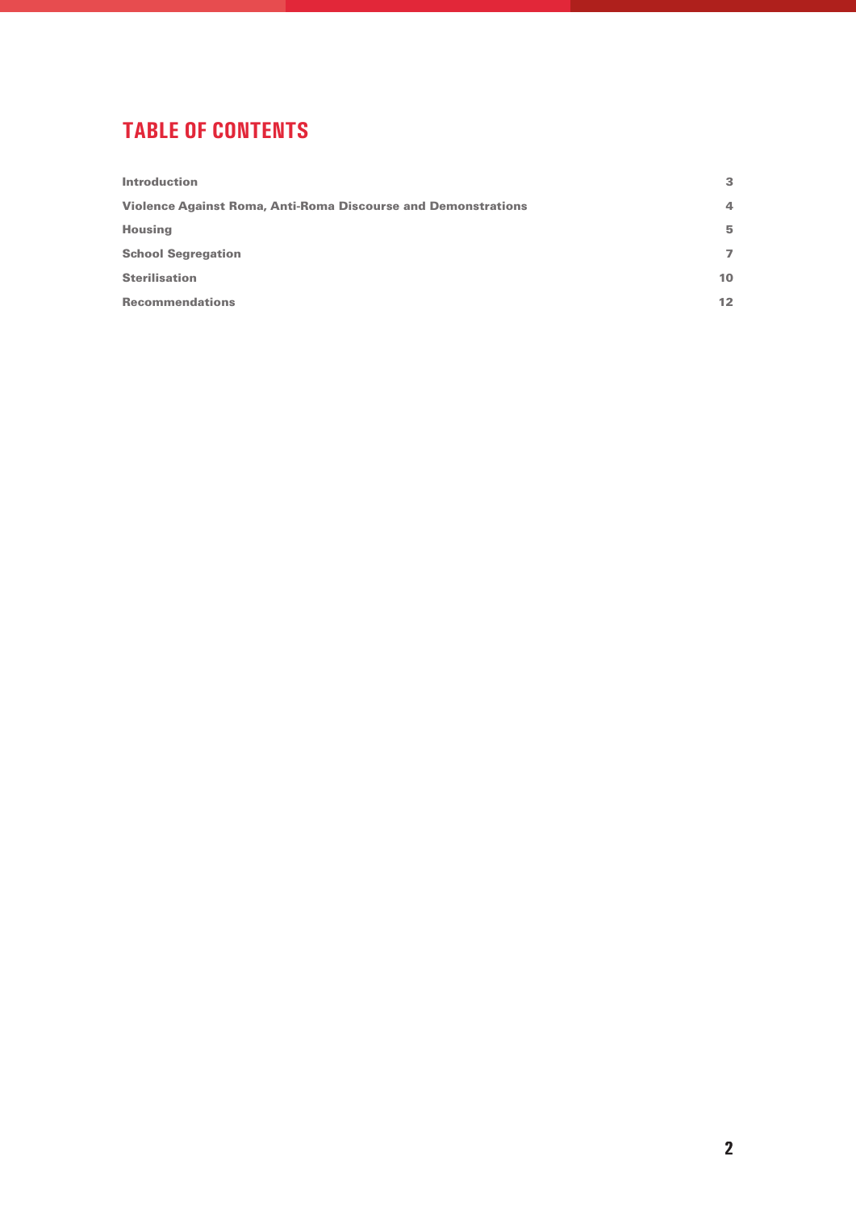# TABLE OF CONTENTS

| | |
|---|---|
| Introduction | 3 |
| Violence Against Roma, Anti-Roma Discourse and Demonstrations | 4 |
| Housing | 5 |
| School Segregation | 7 |
| Sterilisation | 10 |
| Recommendations | 12 |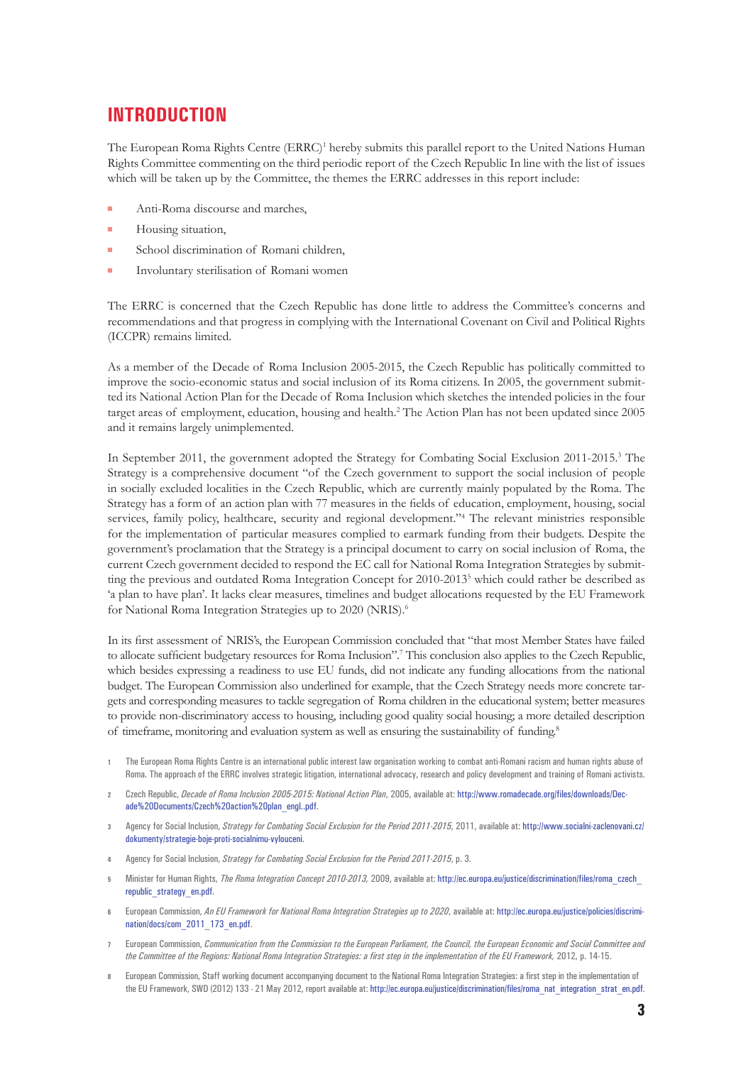# INTRODUCTION

The European Roma Rights Centre (ERRC)[1] hereby submits this parallel report to the United Nations Human Rights Committee commenting on the third periodic report of the Czech Republic In line with the list of issues which will be taken up by the Committee, the themes the ERRC addresses in this report include:

- Anti-Roma discourse and marches,
- Housing situation,
- School discrimination of Romani children,
- Involuntary sterilisation of Romani women

The ERRC is concerned that the Czech Republic has done little to address the Committee's concerns and recommendations and that progress in complying with the International Covenant on Civil and Political Rights (ICCPR) remains limited.

As a member of the Decade of Roma Inclusion 2005-2015, the Czech Republic has politically committed to improve the socio-economic status and social inclusion of its Roma citizens. In 2005, the government submitted its National Action Plan for the Decade of Roma Inclusion which sketches the intended policies in the four target areas of employment, education, housing and health.[2] The Action Plan has not been updated since 2005 and it remains largely unimplemented.

In September 2011, the government adopted the Strategy for Combating Social Exclusion 2011-2015.[3] The Strategy is a comprehensive document "of the Czech government to support the social inclusion of people in socially excluded localities in the Czech Republic, which are currently mainly populated by the Roma. The Strategy has a form of an action plan with 77 measures in the fields of education, employment, housing, social services, family policy, healthcare, security and regional development."[4] The relevant ministries responsible for the implementation of particular measures complied to earmark funding from their budgets. Despite the government's proclamation that the Strategy is a principal document to carry on social inclusion of Roma, the current Czech government decided to respond the EC call for National Roma Integration Strategies by submitting the previous and outdated Roma Integration Concept for 2010-2013[5] which could rather be described as 'a plan to have plan'. It lacks clear measures, timelines and budget allocations requested by the EU Framework for National Roma Integration Strategies up to 2020 (NRIS).[6]

In its first assessment of NRIS's, the European Commission concluded that "that most Member States have failed to allocate sufficient budgetary resources for Roma Inclusion".[7] This conclusion also applies to the Czech Republic, which besides expressing a readiness to use EU funds, did not indicate any funding allocations from the national budget. The European Commission also underlined for example, that the Czech Strategy needs more concrete targets and corresponding measures to tackle segregation of Roma children in the educational system; better measures to provide non-discriminatory access to housing, including good quality social housing; a more detailed description of timeframe, monitoring and evaluation system as well as ensuring the sustainability of funding.[8]

1 The European Roma Rights Centre is an international public interest law organisation working to combat anti-Romani racism and human rights abuse of Roma. The approach of the ERRC involves strategic litigation, international advocacy, research and policy development and training of Romani activists.

2 Czech Republic, *Decade of Roma Inclusion 2005-2015: National Action Plan*, 2005, available at: http://www.romadecade.org/files/downloads/Decade%20Documents/Czech%20action%20plan_engl..pdf.

3 Agency for Social Inclusion, *Strategy for Combating Social Exclusion for the Period 2011-2015*, 2011, available at: http://www.socialni-zaclenovani.cz/dokumenty/strategie-boje-proti-socialnimu-vylouceni.

4 Agency for Social Inclusion, *Strategy for Combating Social Exclusion for the Period 2011-2015*, p. 3.

5 Minister for Human Rights, *The Roma Integration Concept 2010-2013*, 2009, available at: http://ec.europa.eu/justice/discrimination/files/roma_czech_republic_strategy_en.pdf.

6 European Commission, *An EU Framework for National Roma Integration Strategies up to 2020*, available at: http://ec.europa.eu/justice/policies/discrimination/docs/com_2011_173_en.pdf.

7 European Commission, *Communication from the Commission to the European Parliament, the Council, the European Economic and Social Committee and the Committee of the Regions: National Roma Integration Strategies: a first step in the implementation of the EU Framework*, 2012, p. 14-15.

8 European Commission, Staff working document accompanying document to the National Roma Integration Strategies: a first step in the implementation of the EU Framework, SWD (2012) 133 - 21 May 2012, report available at: http://ec.europa.eu/justice/discrimination/files/roma_nat_integration_strat_en.pdf.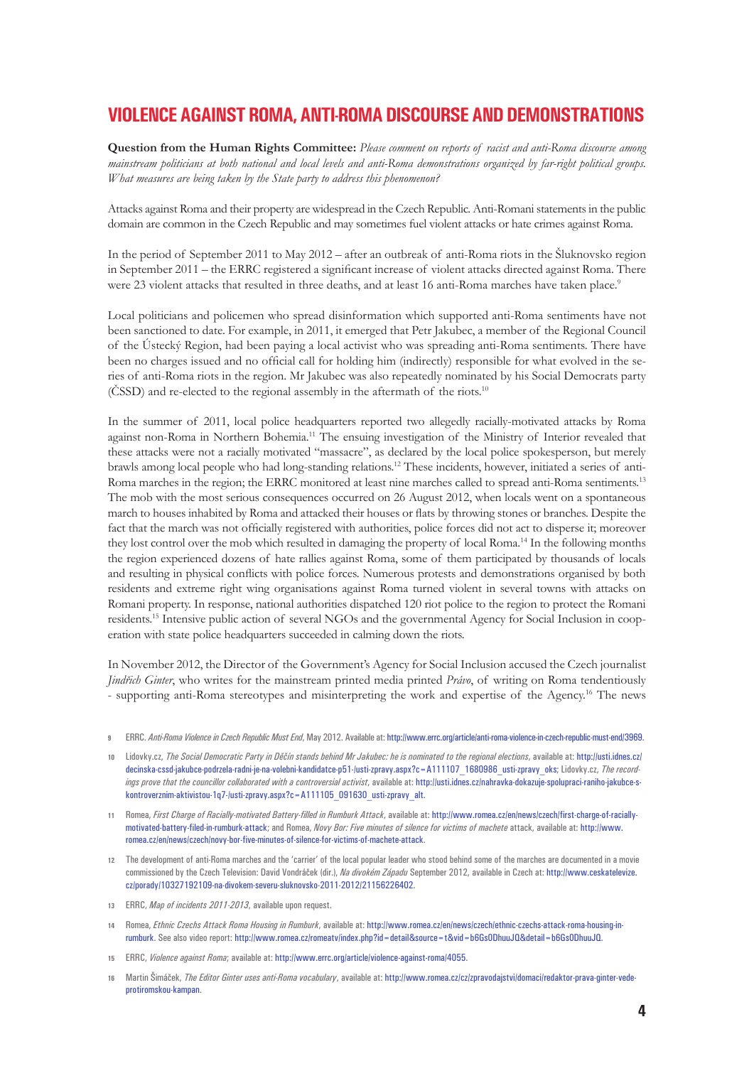## VIOLENCE AGAINST ROMA, ANTI-ROMA DISCOURSE AND DEMONSTRATIONS

**Question from the Human Rights Committee:** *Please comment on reports of racist and anti-Roma discourse among mainstream politicians at both national and local levels and anti-Roma demonstrations organized by far-right political groups. What measures are being taken by the State party to address this phenomenon?*

Attacks against Roma and their property are widespread in the Czech Republic. Anti-Romani statements in the public domain are common in the Czech Republic and may sometimes fuel violent attacks or hate crimes against Roma.

In the period of September 2011 to May 2012 – after an outbreak of anti-Roma riots in the Šluknovsko region in September 2011 – the ERRC registered a significant increase of violent attacks directed against Roma. There were 23 violent attacks that resulted in three deaths, and at least 16 anti-Roma marches have taken place.[9]

Local politicians and policemen who spread disinformation which supported anti-Roma sentiments have not been sanctioned to date. For example, in 2011, it emerged that Petr Jakubec, a member of the Regional Council of the Ústecký Region, had been paying a local activist who was spreading anti-Roma sentiments. There have been no charges issued and no official call for holding him (indirectly) responsible for what evolved in the series of anti-Roma riots in the region. Mr Jakubec was also repeatedly nominated by his Social Democrats party (ČSSD) and re-elected to the regional assembly in the aftermath of the riots.[10]

In the summer of 2011, local police headquarters reported two allegedly racially-motivated attacks by Roma against non-Roma in Northern Bohemia.[11] The ensuing investigation of the Ministry of Interior revealed that these attacks were not a racially motivated "massacre", as declared by the local police spokesperson, but merely brawls among local people who had long-standing relations.[12] These incidents, however, initiated a series of anti-Roma marches in the region; the ERRC monitored at least nine marches called to spread anti-Roma sentiments.[13] The mob with the most serious consequences occurred on 26 August 2012, when locals went on a spontaneous march to houses inhabited by Roma and attacked their houses or flats by throwing stones or branches. Despite the fact that the march was not officially registered with authorities, police forces did not act to disperse it; moreover they lost control over the mob which resulted in damaging the property of local Roma.[14] In the following months the region experienced dozens of hate rallies against Roma, some of them participated by thousands of locals and resulting in physical conflicts with police forces. Numerous protests and demonstrations organised by both residents and extreme right wing organisations against Roma turned violent in several towns with attacks on Romani property. In response, national authorities dispatched 120 riot police to the region to protect the Romani residents.[15] Intensive public action of several NGOs and the governmental Agency for Social Inclusion in cooperation with state police headquarters succeeded in calming down the riots.

In November 2012, the Director of the Government's Agency for Social Inclusion accused the Czech journalist *Jindřich Ginter*, who writes for the mainstream printed media printed *Právo*, of writing on Roma tendentiously - supporting anti-Roma stereotypes and misinterpreting the work and expertise of the Agency.[16] The news

---

9 ERRC. *Anti-Roma Violence in Czech Republic Must End*, May 2012. Available at: http://www.errc.org/article/anti-roma-violence-in-czech-republic-must-end/3969.

10 Lidovky.cz, *The Social Democratic Party in Děčín stands behind Mr Jakubec: he is nominated to the regional elections*, available at: http://usti.idnes.cz/decinska-cssd-jakubce-podrzela-radni-je-na-volebni-kandidatce-p51-/usti-zpravy.aspx?c=A111107_1680986_usti-zpravy_oks; Lidovky.cz, *The recordings prove that the councillor collaborated with a controversial activist*, available at: http://usti.idnes.cz/nahravka-dokazuje-spolupraci-raniho-jakubce-s-kontroverznim-aktivistou-1q7-/usti-zpravy.aspx?c=A111105_091630_usti-zpravy_alt.

11 Romea, *First Charge of Racially-motivated Battery-filled in Rumburk Attack*, available at: http://www.romea.cz/en/news/czech/first-charge-of-racially-motivated-battery-filed-in-rumburk-attack; and Romea, *Novy Bor: Five minutes of silence for victims of machete* attack, available at: http://www.romea.cz/en/news/czech/novy-bor-five-minutes-of-silence-for-victims-of-machete-attack.

12 The development of anti-Roma marches and the 'carrier' of the local popular leader who stood behind some of the marches are documented in a movie commissioned by the Czech Television: David Vondráček (dir.), *Na divokém Západu* September 2012, available in Czech at: http://www.ceskatelevize.cz/porady/10327192109-na-divokem-severu-sluknovsko-2011-2012/21156226402.

13 ERRC, *Map of incidents 2011-2013*, available upon request.

14 Romea, *Ethnic Czechs Attack Roma Housing in Rumburk*, available at: http://www.romea.cz/en/news/czech/ethnic-czechs-attack-roma-housing-in-rumburk. See also video report: http://www.romea.cz/romeatv/index.php?id=detail&source=t&vid=b6GsODhuuJQ&detail=b6GsODhuuJQ.

15 ERRC, *Violence against Roma*; available at: http://www.errc.org/article/violence-against-roma/4055.

16 Martin Šimáček, *The Editor Ginter uses anti-Roma vocabulary*, available at: http://www.romea.cz/cz/zpravodajstvi/domaci/redaktor-prava-ginter-vede-protiromskou-kampan.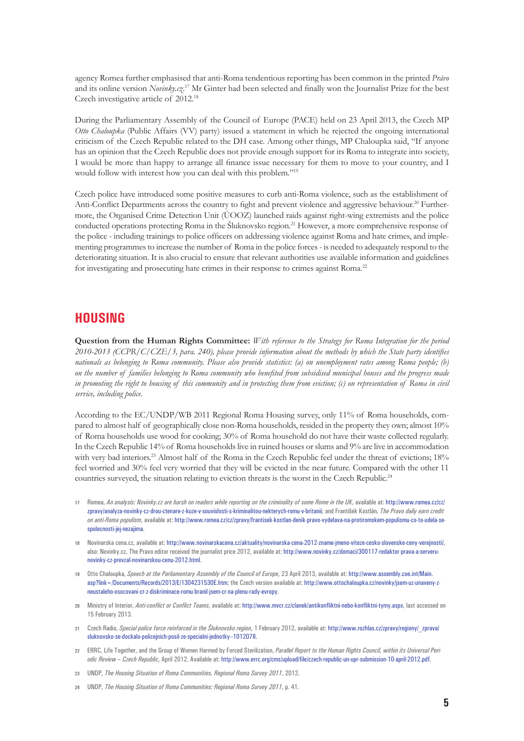agency Romea further emphasised that anti-Roma tendentious reporting has been common in the printed *Právo* and its online version *Novinky.cz*.[17] Mr Ginter had been selected and finally won the Journalist Prize for the best Czech investigative article of 2012.[18]

During the Parliamentary Assembly of the Council of Europe (PACE) held on 23 April 2013, the Czech MP *Otto Chaloupka* (Public Affairs (VV) party) issued a statement in which he rejected the ongoing international criticism of the Czech Republic related to the DH case. Among other things, MP Chaloupka said, "If anyone has an opinion that the Czech Republic does not provide enough support for its Roma to integrate into society, I would be more than happy to arrange all finance issue necessary for them to move to your country, and I would follow with interest how you can deal with this problem."[19]

Czech police have introduced some positive measures to curb anti-Roma violence, such as the establishment of Anti-Conflict Departments across the country to fight and prevent violence and aggressive behaviour.[20] Furthermore, the Organised Crime Detection Unit (ÚOOZ) launched raids against right-wing extremists and the police conducted operations protecting Roma in the Šluknovsko region.[21] However, a more comprehensive response of the police - including trainings to police officers on addressing violence against Roma and hate crimes, and implementing programmes to increase the number of Roma in the police forces - is needed to adequately respond to the deteriorating situation. It is also crucial to ensure that relevant authorities use available information and guidelines for investigating and prosecuting hate crimes in their response to crimes against Roma.[22]

## HOUSING

**Question from the Human Rights Committee:** *With reference to the Strategy for Roma Integration for the period 2010-2013 (CCPR/C/CZE/3, para. 240), please provide information about the methods by which the State party identifies nationals as belonging to Roma community. Please also provide statistics: (a) on unemployment rates among Roma people; (b) on the number of families belonging to Roma community who benefited from subsidised municipal houses and the progress made in promoting the right to housing of this community and in protecting them from eviction; (c) on representation of Roma in civil service, including police.*

According to the EC/UNDP/WB 2011 Regional Roma Housing survey, only 11% of Roma households, compared to almost half of geographically close non-Roma households, resided in the property they own; almost 10% of Roma households use wood for cooking; 30% of Roma household do not have their waste collected regularly. In the Czech Republic 14% of Roma households live in ruined houses or slums and 9% are live in accommodation with very bad interiors.[23] Almost half of the Roma in the Czech Republic feel under the threat of evictions; 18% feel worried and 30% feel very worried that they will be evicted in the near future. Compared with the other 11 countries surveyed, the situation relating to eviction threats is the worst in the Czech Republic.[24]

---

17 Romea, *An analysis: Novinky.cz are harsh on readers while reporting on the criminality of some Rome in the UK*, available at: http://www.romea.cz/cz/zpravy/analyza-novinky-cz-drou-ctenare-z-kuze-v-souvislosti-s-kriminalitou-nekterych-romu-v-britanii; and František Kostlán, *The Pravo daily earn credit on anti-Roma populism*, available at: http://www.romea.cz/cz/zpravy/frantisek-kostlan-denik-pravo-vydelava-na-protiromskem-populismu-co-to-udela-se-spolecnosti-jej-nezajima.

18 Novinarska cena.cz, available at: http://www.novinarskacena.cz/aktuality/novinarska-cena-2012-zname-jmeno-viteze-cesko-slovenske-ceny-verejnosti/, also: Novinky.cz, The Pravo editor received the journalist price 2012, available at: http://www.novinky.cz/domaci/300117-redaktor-prava-a-serveru-novinky-cz-prevzal-novinarskou-cenu-2012.html.

19 Otto Chaloupka, *Speech at the Parliamentary Assembly of the Council of Europe*, 23 April 2013, available at: http://www.assembly.coe.int/Main.asp?link=/Documents/Records/2013/E/1304231530E.htm; the Czech version available at: http://www.ottochaloupka.cz/novinky/jsem-uz-unaveny-z-neustaleho-osocovani-cr-z-diskriminace-romu-branil-jsem-cr-na-plenu-rady-evropy.

20 Ministry of Interior, *Anti-conflict or Conflict Teams*, available at: http://www.mvcr.cz/clanek/antikonfliktni-nebo-konfliktni-tymy.aspx, last accessed on 15 February 2013.

21 Czech Radio, *Special police force reinforced in the Šluknovsko region*, 1 February 2012, available at: http://www.rozhlas.cz/zpravy/regiony/_zprava/sluknovsko-se-dockalo-policejnich-posil-ze-specialni-jednotky--1012078.

22 ERRC, Life Together, and the Group of Women Harmed by Forced Sterilization, *Parallel Report to the Human Rights Council, within its Universal Periodic Review – Czech Republic*, April 2012. Available at: http://www.errc.org/cms/upload/file/czech-republic-un-upr-submission-10-april-2012.pdf.

23 UNDP, *The Housing Situation of Roma Communities, Regional Roma Survey 2011*, 2012.

24 UNDP, *The Housing Situation of Roma Communities: Regional Roma Survey 2011*, p. 41.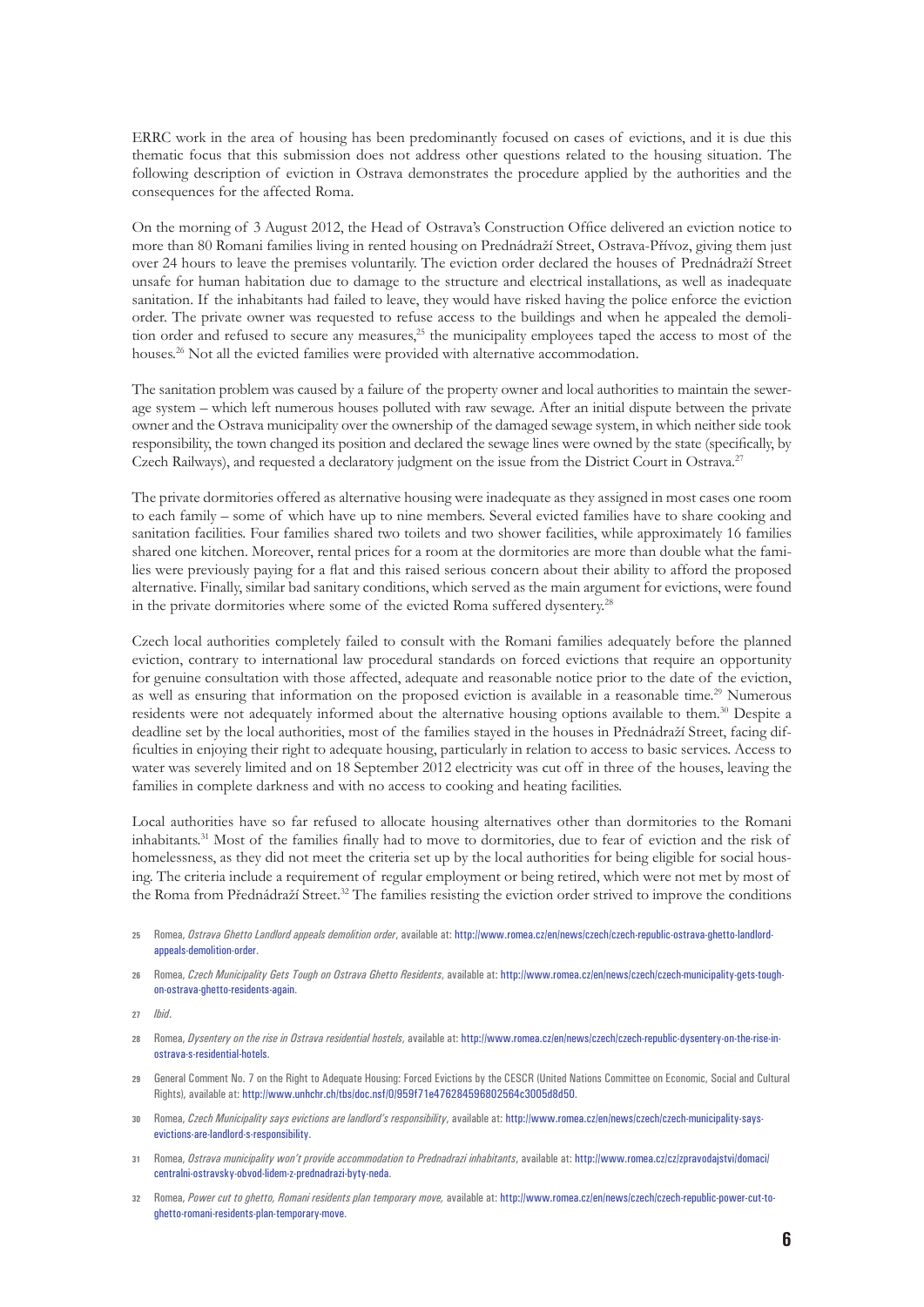ERRC work in the area of housing has been predominantly focused on cases of evictions, and it is due this thematic focus that this submission does not address other questions related to the housing situation. The following description of eviction in Ostrava demonstrates the procedure applied by the authorities and the consequences for the affected Roma.

On the morning of 3 August 2012, the Head of Ostrava's Construction Office delivered an eviction notice to more than 80 Romani families living in rented housing on Prednádraží Street, Ostrava-Přívoz, giving them just over 24 hours to leave the premises voluntarily. The eviction order declared the houses of Prednádraží Street unsafe for human habitation due to damage to the structure and electrical installations, as well as inadequate sanitation. If the inhabitants had failed to leave, they would have risked having the police enforce the eviction order. The private owner was requested to refuse access to the buildings and when he appealed the demolition order and refused to secure any measures,[25] the municipality employees taped the access to most of the houses.[26] Not all the evicted families were provided with alternative accommodation.

The sanitation problem was caused by a failure of the property owner and local authorities to maintain the sewerage system – which left numerous houses polluted with raw sewage. After an initial dispute between the private owner and the Ostrava municipality over the ownership of the damaged sewage system, in which neither side took responsibility, the town changed its position and declared the sewage lines were owned by the state (specifically, by Czech Railways), and requested a declaratory judgment on the issue from the District Court in Ostrava.[27]

The private dormitories offered as alternative housing were inadequate as they assigned in most cases one room to each family – some of which have up to nine members. Several evicted families have to share cooking and sanitation facilities. Four families shared two toilets and two shower facilities, while approximately 16 families shared one kitchen. Moreover, rental prices for a room at the dormitories are more than double what the families were previously paying for a flat and this raised serious concern about their ability to afford the proposed alternative. Finally, similar bad sanitary conditions, which served as the main argument for evictions, were found in the private dormitories where some of the evicted Roma suffered dysentery.[28]

Czech local authorities completely failed to consult with the Romani families adequately before the planned eviction, contrary to international law procedural standards on forced evictions that require an opportunity for genuine consultation with those affected, adequate and reasonable notice prior to the date of the eviction, as well as ensuring that information on the proposed eviction is available in a reasonable time.[29] Numerous residents were not adequately informed about the alternative housing options available to them.[30] Despite a deadline set by the local authorities, most of the families stayed in the houses in Přednádraží Street, facing difficulties in enjoying their right to adequate housing, particularly in relation to access to basic services. Access to water was severely limited and on 18 September 2012 electricity was cut off in three of the houses, leaving the families in complete darkness and with no access to cooking and heating facilities.

Local authorities have so far refused to allocate housing alternatives other than dormitories to the Romani inhabitants.[31] Most of the families finally had to move to dormitories, due to fear of eviction and the risk of homelessness, as they did not meet the criteria set up by the local authorities for being eligible for social housing. The criteria include a requirement of regular employment or being retired, which were not met by most of the Roma from Přednádraží Street.[32] The families resisting the eviction order strived to improve the conditions

---

25 Romea, *Ostrava Ghetto Landlord appeals demolition order*, available at: http://www.romea.cz/en/news/czech/czech-republic-ostrava-ghetto-landlord-appeals-demolition-order.

26 Romea, *Czech Municipality Gets Tough on Ostrava Ghetto Residents*, available at: http://www.romea.cz/en/news/czech/czech-municipality-gets-tough-on-ostrava-ghetto-residents-again.

27 *Ibid*.

28 Romea, *Dysentery on the rise in Ostrava residential hostels*, available at: http://www.romea.cz/en/news/czech/czech-republic-dysentery-on-the-rise-in-ostrava-s-residential-hotels.

29 General Comment No. 7 on the Right to Adequate Housing: Forced Evictions by the CESCR (United Nations Committee on Economic, Social and Cultural Rights), available at: http://www.unhchr.ch/tbs/doc.nsf/0/959f71e476284596802564c3005d8d50.

30 Romea, *Czech Municipality says evictions are landlord's responsibility*, available at: http://www.romea.cz/en/news/czech/czech-municipality-says-evictions-are-landlord-s-responsibility.

31 Romea, *Ostrava municipality won't provide accommodation to Prednadrazi inhabitants*, available at: http://www.romea.cz/cz/zpravodajstvi/domaci/centralni-ostravsky-obvod-lidem-z-prednadrazi-byty-neda.

32 Romea, *Power cut to ghetto, Romani residents plan temporary move,* available at: http://www.romea.cz/en/news/czech/czech-republic-power-cut-to-ghetto-romani-residents-plan-temporary-move.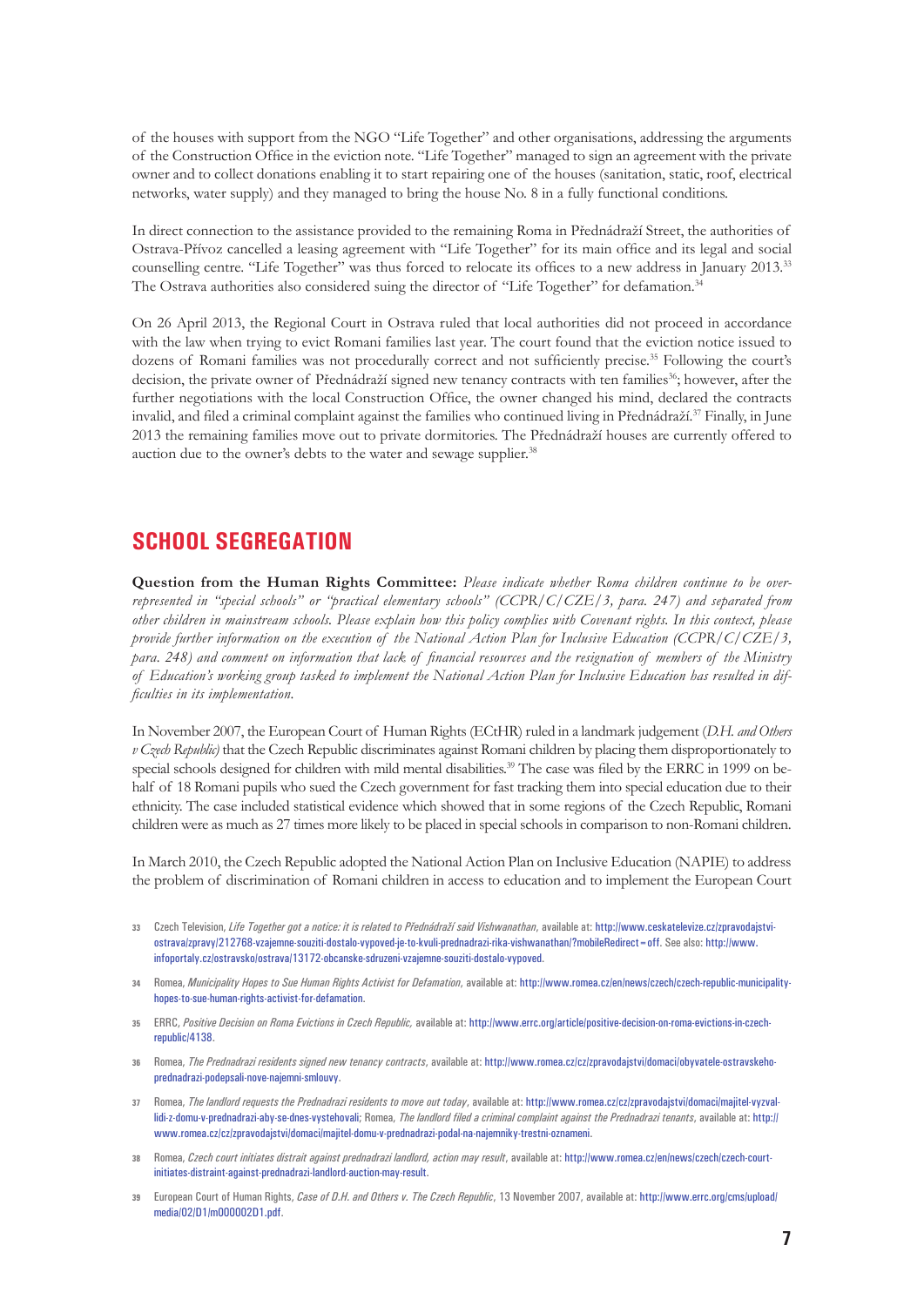of the houses with support from the NGO "Life Together" and other organisations, addressing the arguments of the Construction Office in the eviction note. "Life Together" managed to sign an agreement with the private owner and to collect donations enabling it to start repairing one of the houses (sanitation, static, roof, electrical networks, water supply) and they managed to bring the house No. 8 in a fully functional conditions.

In direct connection to the assistance provided to the remaining Roma in Přednádraží Street, the authorities of Ostrava-Přívoz cancelled a leasing agreement with "Life Together" for its main office and its legal and social counselling centre. "Life Together" was thus forced to relocate its offices to a new address in January 2013.[33] The Ostrava authorities also considered suing the director of "Life Together" for defamation.[34]

On 26 April 2013, the Regional Court in Ostrava ruled that local authorities did not proceed in accordance with the law when trying to evict Romani families last year. The court found that the eviction notice issued to dozens of Romani families was not procedurally correct and not sufficiently precise.[35] Following the court's decision, the private owner of Přednádraží signed new tenancy contracts with ten families[36]; however, after the further negotiations with the local Construction Office, the owner changed his mind, declared the contracts invalid, and filed a criminal complaint against the families who continued living in Přednádraží.[37] Finally, in June 2013 the remaining families move out to private dormitories. The Přednádraží houses are currently offered to auction due to the owner's debts to the water and sewage supplier.[38]

## SCHOOL SEGREGATION

**Question from the Human Rights Committee:** *Please indicate whether Roma children continue to be over-represented in "special schools" or "practical elementary schools" (CCPR/C/CZE/3, para. 247) and separated from other children in mainstream schools. Please explain how this policy complies with Covenant rights. In this context, please provide further information on the execution of the National Action Plan for Inclusive Education (CCPR/C/CZE/3, para. 248) and comment on information that lack of financial resources and the resignation of members of the Ministry of Education's working group tasked to implement the National Action Plan for Inclusive Education has resulted in difficulties in its implementation.*

In November 2007, the European Court of Human Rights (ECtHR) ruled in a landmark judgement (*D.H. and Others v Czech Republic)* that the Czech Republic discriminates against Romani children by placing them disproportionately to special schools designed for children with mild mental disabilities.[39] The case was filed by the ERRC in 1999 on behalf of 18 Romani pupils who sued the Czech government for fast tracking them into special education due to their ethnicity. The case included statistical evidence which showed that in some regions of the Czech Republic, Romani children were as much as 27 times more likely to be placed in special schools in comparison to non-Romani children.

In March 2010, the Czech Republic adopted the National Action Plan on Inclusive Education (NAPIE) to address the problem of discrimination of Romani children in access to education and to implement the European Court

33 Czech Television, *Life Together got a notice: it is related to Přednádraží said Vishwanathan*, available at: http://www.ceskatelevize.cz/zpravodajstvi-ostrava/zpravy/212768-vzajemne-souziti-dostalo-vypoved-je-to-kvuli-prednadrazi-rika-vishwanathan/?mobileRedirect=off. See also: http://www.infoportaly.cz/ostravsko/ostrava/13172-obcanske-sdruzeni-vzajemne-souziti-dostalo-vypoved.

34 Romea, *Municipality Hopes to Sue Human Rights Activist for Defamation*, available at: http://www.romea.cz/en/news/czech/czech-republic-municipality-hopes-to-sue-human-rights-activist-for-defamation.

35 ERRC, *Positive Decision on Roma Evictions in Czech Republic,* available at: http://www.errc.org/article/positive-decision-on-roma-evictions-in-czech-republic/4138.

36 Romea, *The Prednadrazi residents signed new tenancy contracts*, available at: http://www.romea.cz/cz/zpravodajstvi/domaci/obyvatele-ostravskeho-prednadrazi-podepsali-nove-najemni-smlouvy.

37 Romea, *The landlord requests the Prednadrazi residents to move out today*, available at: http://www.romea.cz/cz/zpravodajstvi/domaci/majitel-vyzval-lidi-z-domu-v-prednadrazi-aby-se-dnes-vystehovali; Romea, *The landlord filed a criminal complaint against the Prednadrazi tenants*, available at: http://www.romea.cz/cz/zpravodajstvi/domaci/majitel-domu-v-prednadrazi-podal-na-najemniky-trestni-oznameni.

38 Romea, *Czech court initiates distrait against prednadrazi landlord, action may result*, available at: http://www.romea.cz/en/news/czech/czech-court-initiates-distraint-against-prednadrazi-landlord-auction-may-result.

39 European Court of Human Rights, *Case of D.H. and Others v. The Czech Republic*, 13 November 2007, available at: http://www.errc.org/cms/upload/media/02/D1/m000002D1.pdf.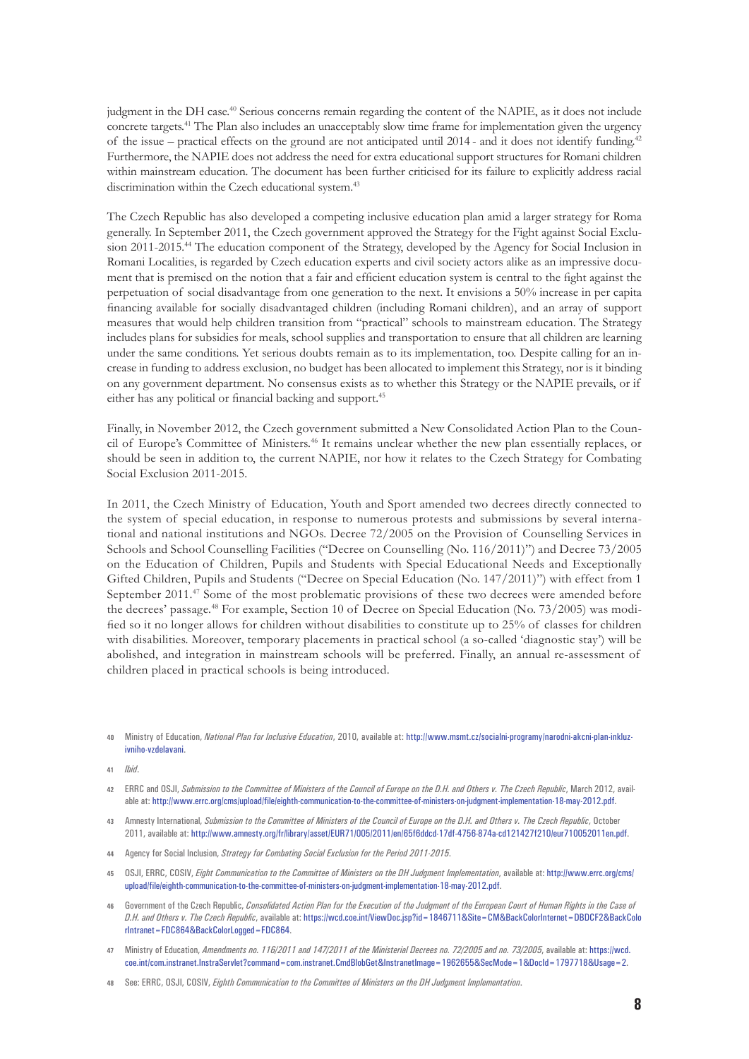judgment in the DH case.[40] Serious concerns remain regarding the content of the NAPIE, as it does not include concrete targets.[41] The Plan also includes an unacceptably slow time frame for implementation given the urgency of the issue – practical effects on the ground are not anticipated until 2014 - and it does not identify funding.[42] Furthermore, the NAPIE does not address the need for extra educational support structures for Romani children within mainstream education. The document has been further criticised for its failure to explicitly address racial discrimination within the Czech educational system.[43]

The Czech Republic has also developed a competing inclusive education plan amid a larger strategy for Roma generally. In September 2011, the Czech government approved the Strategy for the Fight against Social Exclusion 2011-2015.[44] The education component of the Strategy, developed by the Agency for Social Inclusion in Romani Localities, is regarded by Czech education experts and civil society actors alike as an impressive document that is premised on the notion that a fair and efficient education system is central to the fight against the perpetuation of social disadvantage from one generation to the next. It envisions a 50% increase in per capita financing available for socially disadvantaged children (including Romani children), and an array of support measures that would help children transition from "practical" schools to mainstream education. The Strategy includes plans for subsidies for meals, school supplies and transportation to ensure that all children are learning under the same conditions. Yet serious doubts remain as to its implementation, too. Despite calling for an increase in funding to address exclusion, no budget has been allocated to implement this Strategy, nor is it binding on any government department. No consensus exists as to whether this Strategy or the NAPIE prevails, or if either has any political or financial backing and support.[45]

Finally, in November 2012, the Czech government submitted a New Consolidated Action Plan to the Council of Europe's Committee of Ministers.[46] It remains unclear whether the new plan essentially replaces, or should be seen in addition to, the current NAPIE, nor how it relates to the Czech Strategy for Combating Social Exclusion 2011-2015.

In 2011, the Czech Ministry of Education, Youth and Sport amended two decrees directly connected to the system of special education, in response to numerous protests and submissions by several international and national institutions and NGOs. Decree 72/2005 on the Provision of Counselling Services in Schools and School Counselling Facilities ("Decree on Counselling (No. 116/2011)") and Decree 73/2005 on the Education of Children, Pupils and Students with Special Educational Needs and Exceptionally Gifted Children, Pupils and Students ("Decree on Special Education (No. 147/2011)") with effect from 1 September 2011.[47] Some of the most problematic provisions of these two decrees were amended before the decrees' passage.[48] For example, Section 10 of Decree on Special Education (No. 73/2005) was modified so it no longer allows for children without disabilities to constitute up to 25% of classes for children with disabilities. Moreover, temporary placements in practical school (a so-called 'diagnostic stay') will be abolished, and integration in mainstream schools will be preferred. Finally, an annual re-assessment of children placed in practical schools is being introduced.

---

40 Ministry of Education, *National Plan for Inclusive Education*, 2010, available at: http://www.msmt.cz/socialni-programy/narodni-akcni-plan-inkluzivniho-vzdelavani.

41 *Ibid*.

42 ERRC and OSJI, *Submission to the Committee of Ministers of the Council of Europe on the D.H. and Others v. The Czech Republic*, March 2012, available at: http://www.errc.org/cms/upload/file/eighth-communication-to-the-committee-of-ministers-on-judgment-implementation-18-may-2012.pdf.

43 Amnesty International, *Submission to the Committee of Ministers of the Council of Europe on the D.H. and Others v. The Czech Republic*, October 2011, available at: http://www.amnesty.org/fr/library/asset/EUR71/005/2011/en/65f6ddcd-17df-4756-874a-cd121427f210/eur710052011en.pdf.

44 Agency for Social Inclusion, *Strategy for Combating Social Exclusion for the Period 2011-2015*.

45 OSJI, ERRC, COSIV, *Eight Communication to the Committee of Ministers on the DH Judgment Implementation*, available at: http://www.errc.org/cms/upload/file/eighth-communication-to-the-committee-of-ministers-on-judgment-implementation-18-may-2012.pdf.

46 Government of the Czech Republic, *Consolidated Action Plan for the Execution of the Judgment of the European Court of Human Rights in the Case of D.H. and Others v. The Czech Republic*, available at: https://wcd.coe.int/ViewDoc.jsp?id=1846711&Site=CM&BackColorInternet=DBDCF2&BackColorIntranet=FDC864&BackColorLogged=FDC864.

47 Ministry of Education, *Amendments no. 116/2011 and 147/2011 of the Ministerial Decrees no. 72/2005 and no. 73/2005*, available at: https://wcd.coe.int/com.instranet.InstraServlet?command=com.instranet.CmdBlobGet&InstranetImage=1962655&SecMode=1&DocId=1797718&Usage=2.

48 See: ERRC, OSJI, COSIV, *Eighth Communication to the Committee of Ministers on the DH Judgment Implementation*.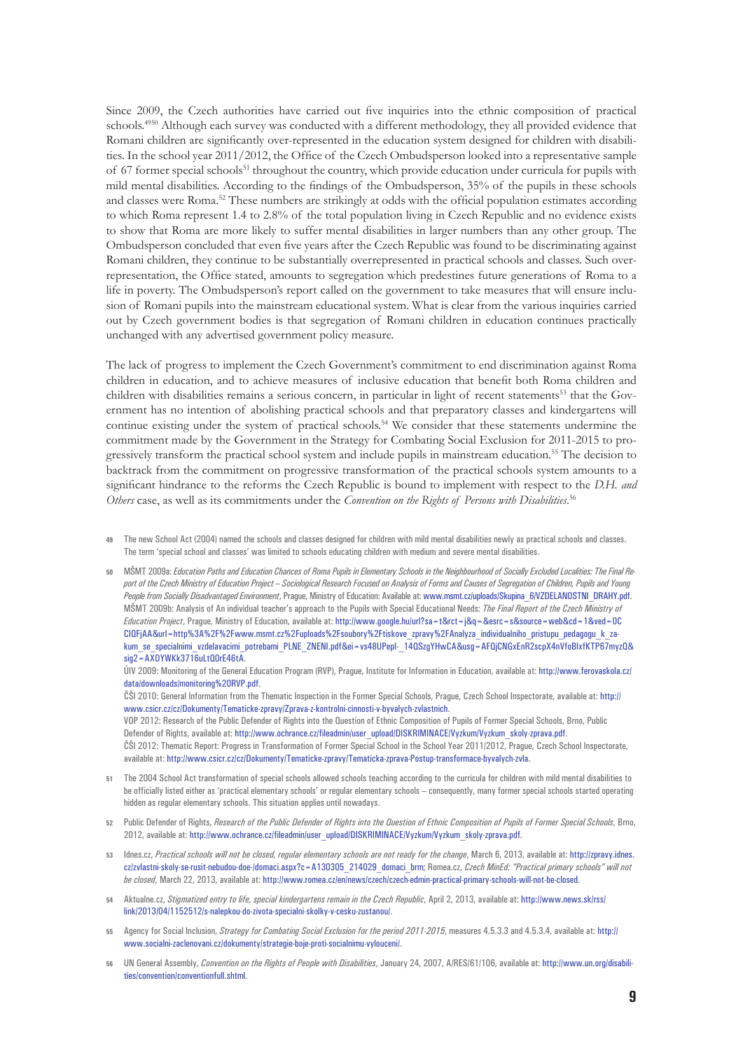Since 2009, the Czech authorities have carried out five inquiries into the ethnic composition of practical schools.[49][50] Although each survey was conducted with a different methodology, they all provided evidence that Romani children are significantly over-represented in the education system designed for children with disabilities. In the school year 2011/2012, the Office of the Czech Ombudsperson looked into a representative sample of 67 former special schools[51] throughout the country, which provide education under curricula for pupils with mild mental disabilities. According to the findings of the Ombudsperson, 35% of the pupils in these schools and classes were Roma.[52] These numbers are strikingly at odds with the official population estimates according to which Roma represent 1.4 to 2.8% of the total population living in Czech Republic and no evidence exists to show that Roma are more likely to suffer mental disabilities in larger numbers than any other group. The Ombudsperson concluded that even five years after the Czech Republic was found to be discriminating against Romani children, they continue to be substantially overrepresented in practical schools and classes. Such over-representation, the Office stated, amounts to segregation which predestines future generations of Roma to a life in poverty. The Ombudsperson's report called on the government to take measures that will ensure inclusion of Romani pupils into the mainstream educational system. What is clear from the various inquiries carried out by Czech government bodies is that segregation of Romani children in education continues practically unchanged with any advertised government policy measure.

The lack of progress to implement the Czech Government's commitment to end discrimination against Roma children in education, and to achieve measures of inclusive education that benefit both Roma children and children with disabilities remains a serious concern, in particular in light of recent statements[53] that the Government has no intention of abolishing practical schools and that preparatory classes and kindergartens will continue existing under the system of practical schools.[54] We consider that these statements undermine the commitment made by the Government in the Strategy for Combating Social Exclusion for 2011-2015 to progressively transform the practical school system and include pupils in mainstream education.[55] The decision to backtrack from the commitment on progressive transformation of the practical schools system amounts to a significant hindrance to the reforms the Czech Republic is bound to implement with respect to the *D.H. and Others* case, as well as its commitments under the *Convention on the Rights of Persons with Disabilities*.[56]

---

49 The new School Act (2004) named the schools and classes designed for children with mild mental disabilities newly as practical schools and classes. The term 'special school and classes' was limited to schools educating children with medium and severe mental disabilities.

50 MŠMT 2009a: *Education Paths and Education Chances of Roma Pupils in Elementary Schools in the Neighbourhood of Socially Excluded Localities: The Final Report of the Czech Ministry of Education Project – Sociological Research Focused on Analysis of Forms and Causes of Segregation of Children, Pupils and Young People from Socially Disadvantaged Environment*, Prague, Ministry of Education: Available at: www.msmt.cz/uploads/Skupina_6/VZDELANOSTNI_DRAHY.pdf.
MŠMT 2009b: Analysis of An individual teacher's approach to the Pupils with Special Educational Needs: *The Final Report of the Czech Ministry of Education Project*, Prague, Ministry of Education, available at: http://www.google.hu/url?sa=t&rct=j&q=&esrc=s&source=web&cd=1&ved=0CCIQFjAA&url=http%3A%2F%2Fwww.msmt.cz%2Fuploads%2Fsoubory%2Ftiskove_zpravy%2FAnalyza_individualniho_pristupu_pedagogu_k_zakum_se_specialnimi_vzdelavacimi_potrebami_PLNE_ZNENI.pdf&ei=vs48UPepl-_14QSzgYHwCA&usg=AFQjCNGxEnR2scpX4nVfoBIxfKTP67myzQ&sig2=AXOYWKk3716uLtQ0rE46tA.
ÚIV 2009: Monitoring of the General Education Program (RVP), Prague, Institute for Information in Education, available at: http://www.ferovaskola.cz/data/downloads/monitoring%20RVP.pdf.
ČŠI 2010: General Information from the Thematic Inspection in the Former Special Schools, Prague, Czech School Inspectorate, available at: http://www.csicr.cz/cz/Dokumenty/Tematicke-zpravy/Zprava-z-kontrolni-cinnosti-v-byvalych-zvlastnich.
VOP 2012: Research of the Public Defender of Rights into the Question of Ethnic Composition of Pupils of Former Special Schools, Brno, Public Defender of Rights, available at: http://www.ochrance.cz/fileadmin/user_upload/DISKRIMINACE/Vyzkum/Vyzkum_skoly-zprava.pdf.
ČŠI 2012: Thematic Report: Progress in Transformation of Former Special School in the School Year 2011/2012, Prague, Czech School Inspectorate, available at: http://www.csicr.cz/cz/Dokumenty/Tematicke-zpravy/Tematicka-zprava-Postup-transformace-byvalych-zvla.

51 The 2004 School Act transformation of special schools allowed schools teaching according to the curricula for children with mild mental disabilities to be officially listed either as 'practical elementary schools' or regular elementary schools – consequently, many former special schools started operating hidden as regular elementary schools. This situation applies until nowadays.

52 Public Defender of Rights, *Research of the Public Defender of Rights into the Question of Ethnic Composition of Pupils of Former Special Schools*, Brno, 2012, available at: http://www.ochrance.cz/fileadmin/user_upload/DISKRIMINACE/Vyzkum/Vyzkum_skoly-zprava.pdf.

53 Idnes.cz, *Practical schools will not be closed, regular elementary schools are not ready for the change*, March 6, 2013, available at: http://zpravy.idnes.cz/zvlastni-skoly-se-rusit-nebudou-doe-/domaci.aspx?c=A130305_214029_domaci_brm; Romea.cz, *Czech MinEd: "Practical primary schools" will not be closed*, March 22, 2013, available at: http://www.romea.cz/en/news/czech/czech-edmin-practical-primary-schools-will-not-be-closed.

54 Aktualne.cz, *Stigmatized entry to life, special kindergartens remain in the Czech Republic*, April 2, 2013, available at: http://www.news.sk/rss/link/2013/04/1152512/s-nalepkou-do-zivota-specialni-skolky-v-cesku-zustanou/.

55 Agency for Social Inclusion, *Strategy for Combating Social Exclusion for the period 2011-2015*, measures 4.5.3.3 and 4.5.3.4, available at: http://www.socialni-zaclenovani.cz/dokumenty/strategie-boje-proti-socialnimu-vylouceni/.

56 UN General Assembly, *Convention on the Rights of People with Disabilities*, January 24, 2007, A/RES/61/106, available at: http://www.un.org/disabilities/convention/conventionfull.shtml.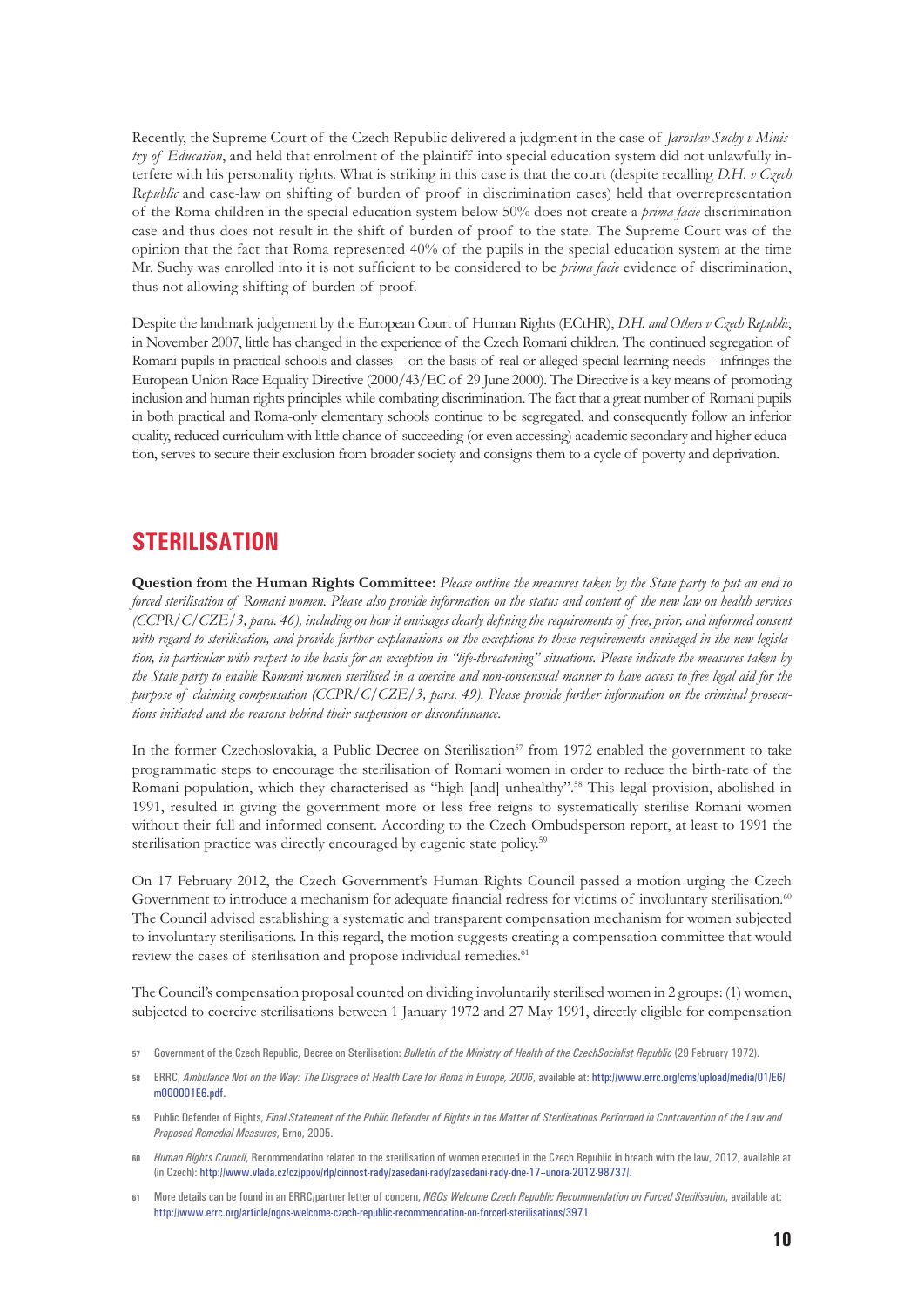Recently, the Supreme Court of the Czech Republic delivered a judgment in the case of *Jaroslav Suchy v Ministry of Education*, and held that enrolment of the plaintiff into special education system did not unlawfully interfere with his personality rights. What is striking in this case is that the court (despite recalling *D.H. v Czech Republic* and case-law on shifting of burden of proof in discrimination cases) held that overrepresentation of the Roma children in the special education system below 50% does not create a *prima facie* discrimination case and thus does not result in the shift of burden of proof to the state. The Supreme Court was of the opinion that the fact that Roma represented 40% of the pupils in the special education system at the time Mr. Suchy was enrolled into it is not sufficient to be considered to be *prima facie* evidence of discrimination, thus not allowing shifting of burden of proof.

Despite the landmark judgement by the European Court of Human Rights (ECtHR), *D.H. and Others v Czech Republic*, in November 2007, little has changed in the experience of the Czech Romani children. The continued segregation of Romani pupils in practical schools and classes – on the basis of real or alleged special learning needs – infringes the European Union Race Equality Directive (2000/43/EC of 29 June 2000). The Directive is a key means of promoting inclusion and human rights principles while combating discrimination. The fact that a great number of Romani pupils in both practical and Roma-only elementary schools continue to be segregated, and consequently follow an inferior quality, reduced curriculum with little chance of succeeding (or even accessing) academic secondary and higher education, serves to secure their exclusion from broader society and consigns them to a cycle of poverty and deprivation.

## STERILISATION

**Question from the Human Rights Committee:** *Please outline the measures taken by the State party to put an end to forced sterilisation of Romani women. Please also provide information on the status and content of the new law on health services (CCPR/C/CZE/3, para. 46), including on how it envisages clearly defining the requirements of free, prior, and informed consent with regard to sterilisation, and provide further explanations on the exceptions to these requirements envisaged in the new legislation, in particular with respect to the basis for an exception in "life-threatening" situations. Please indicate the measures taken by the State party to enable Romani women sterilised in a coercive and non-consensual manner to have access to free legal aid for the purpose of claiming compensation (CCPR/C/CZE/3, para. 49). Please provide further information on the criminal prosecutions initiated and the reasons behind their suspension or discontinuance.*

In the former Czechoslovakia, a Public Decree on Sterilisation[57] from 1972 enabled the government to take programmatic steps to encourage the sterilisation of Romani women in order to reduce the birth-rate of the Romani population, which they characterised as "high [and] unhealthy".[58] This legal provision, abolished in 1991, resulted in giving the government more or less free reigns to systematically sterilise Romani women without their full and informed consent. According to the Czech Ombudsperson report, at least to 1991 the sterilisation practice was directly encouraged by eugenic state policy.[59]

On 17 February 2012, the Czech Government's Human Rights Council passed a motion urging the Czech Government to introduce a mechanism for adequate financial redress for victims of involuntary sterilisation.[60] The Council advised establishing a systematic and transparent compensation mechanism for women subjected to involuntary sterilisations. In this regard, the motion suggests creating a compensation committee that would review the cases of sterilisation and propose individual remedies.[61]

The Council's compensation proposal counted on dividing involuntarily sterilised women in 2 groups: (1) women, subjected to coercive sterilisations between 1 January 1972 and 27 May 1991, directly eligible for compensation

57 Government of the Czech Republic, Decree on Sterilisation: *Bulletin of the Ministry of Health of the CzechSocialist Republic* (29 February 1972).

58 ERRC, *Ambulance Not on the Way: The Disgrace of Health Care for Roma in Europe, 2006*, available at: http://www.errc.org/cms/upload/media/01/E6/m000001E6.pdf.

59 Public Defender of Rights, *Final Statement of the Public Defender of Rights in the Matter of Sterilisations Performed in Contravention of the Law and Proposed Remedial Measures*, Brno, 2005.

60 *Human Rights Council*, Recommendation related to the sterilisation of women executed in the Czech Republic in breach with the law, 2012, available at (in Czech): http://www.vlada.cz/cz/ppov/rlp/cinnost-rady/zasedani-rady/zasedani-rady-dne-17--unora-2012-98737/.

61 More details can be found in an ERRC/partner letter of concern, *NGOs Welcome Czech Republic Recommendation on Forced Sterilisation*, available at: http://www.errc.org/article/ngos-welcome-czech-republic-recommendation-on-forced-sterilisations/3971.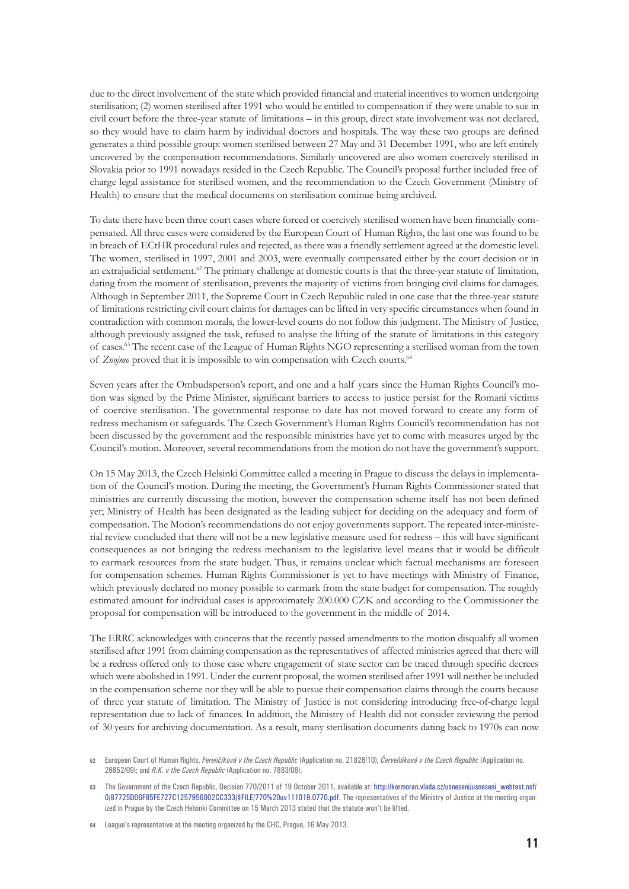due to the direct involvement of the state which provided financial and material incentives to women undergoing sterilisation; (2) women sterilised after 1991 who would be entitled to compensation if they were unable to sue in civil court before the three-year statute of limitations – in this group, direct state involvement was not declared, so they would have to claim harm by individual doctors and hospitals. The way these two groups are defined generates a third possible group: women sterilised between 27 May and 31 December 1991, who are left entirely uncovered by the compensation recommendations. Similarly uncovered are also women coercively sterilised in Slovakia prior to 1991 nowadays resided in the Czech Republic. The Council's proposal further included free of charge legal assistance for sterilised women, and the recommendation to the Czech Government (Ministry of Health) to ensure that the medical documents on sterilisation continue being archived.

To date there have been three court cases where forced or coercively sterilised women have been financially compensated. All three cases were considered by the European Court of Human Rights, the last one was found to be in breach of ECtHR procedural rules and rejected, as there was a friendly settlement agreed at the domestic level. The women, sterilised in 1997, 2001 and 2003, were eventually compensated either by the court decision or in an extrajudicial settlement.[62] The primary challenge at domestic courts is that the three-year statute of limitation, dating from the moment of sterilisation, prevents the majority of victims from bringing civil claims for damages. Although in September 2011, the Supreme Court in Czech Republic ruled in one case that the three-year statute of limitations restricting civil court claims for damages can be lifted in very specific circumstances when found in contradiction with common morals, the lower-level courts do not follow this judgment. The Ministry of Justice, although previously assigned the task, refused to analyse the lifting of the statute of limitations in this category of cases.[63] The recent case of the League of Human Rights NGO representing a sterilised woman from the town of *Znojmo* proved that it is impossible to win compensation with Czech courts.[64]

Seven years after the Ombudsperson's report, and one and a half years since the Human Rights Council's motion was signed by the Prime Minister, significant barriers to access to justice persist for the Romani victims of coercive sterilisation. The governmental response to date has not moved forward to create any form of redress mechanism or safeguards. The Czech Government's Human Rights Council's recommendation has not been discussed by the government and the responsible ministries have yet to come with measures urged by the Council's motion. Moreover, several recommendations from the motion do not have the government's support.

On 15 May 2013, the Czech Helsinki Committee called a meeting in Prague to discuss the delays in implementation of the Council's motion. During the meeting, the Government's Human Rights Commissioner stated that ministries are currently discussing the motion, however the compensation scheme itself has not been defined yet; Ministry of Health has been designated as the leading subject for deciding on the adequacy and form of compensation. The Motion's recommendations do not enjoy governments support. The repeated inter-ministerial review concluded that there will not be a new legislative measure used for redress – this will have significant consequences as not bringing the redress mechanism to the legislative level means that it would be difficult to earmark resources from the state budget. Thus, it remains unclear which factual mechanisms are foreseen for compensation schemes. Human Rights Commissioner is yet to have meetings with Ministry of Finance, which previously declared no money possible to earmark from the state budget for compensation. The roughly estimated amount for individual cases is approximately 200.000 CZK and according to the Commissioner the proposal for compensation will be introduced to the government in the middle of 2014.

The ERRC acknowledges with concerns that the recently passed amendments to the motion disqualify all women sterilised after 1991 from claiming compensation as the representatives of affected ministries agreed that there will be a redress offered only to those case where engagement of state sector can be traced through specific decrees which were abolished in 1991. Under the current proposal, the women sterilised after 1991 will neither be included in the compensation scheme nor they will be able to pursue their compensation claims through the courts because of three year statute of limitation. The Ministry of Justice is not considering introducing free-of-charge legal representation due to lack of finances. In addition, the Ministry of Health did not consider reviewing the period of 30 years for archiving documentation. As a result, many sterilisation documents dating back to 1970s can now

[62] European Court of Human Rights, *Ferenčíková v the Czech Republic* (Application no. 21826/10), *Červeňáková v the Czech Republic* (Application no. 26852/09); and *R.K. v the Czech Republic* (Application no. 7883/08).

[63] The Government of the Czech Republic, Decision 770/2011 of 19 October 2011, available at: http://kormoran.vlada.cz/usneseni/usneseni_webtest.nsf/0/87725D06F85FE727C1257956002CC333/$FILE/770%20uv111019.0770.pdf. The representatives of the Ministry of Justice at the meeting organized in Prague by the Czech Helsinki Committee on 15 March 2013 stated that the statute won't be lifted.

[64] League's representative at the meeting organized by the CHC, Prague, 16 May 2013.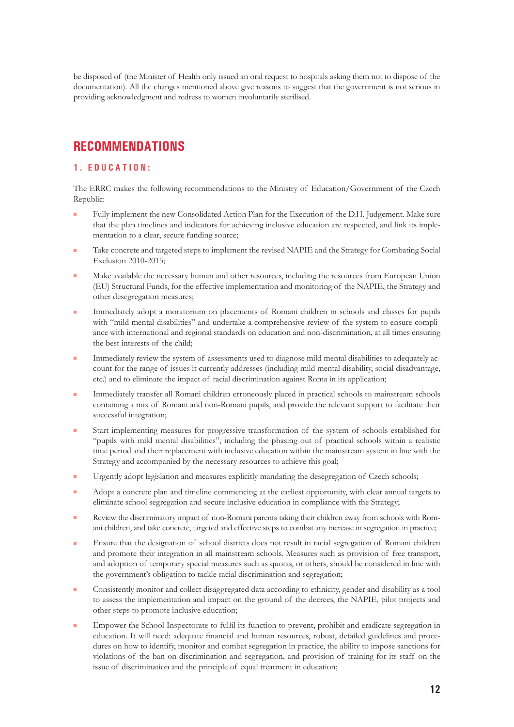be disposed of (the Minister of Health only issued an oral request to hospitals asking them not to dispose of the documentation). All the changes mentioned above give reasons to suggest that the government is not serious in providing acknowledgment and redress to women involuntarily sterilised.

## RECOMMENDATIONS

### 1. EDUCATION:

The ERRC makes the following recommendations to the Ministry of Education/Government of the Czech Republic:

- Fully implement the new Consolidated Action Plan for the Execution of the D.H. Judgement. Make sure that the plan timelines and indicators for achieving inclusive education are respected, and link its implementation to a clear, secure funding source;
- Take concrete and targeted steps to implement the revised NAPIE and the Strategy for Combating Social Exclusion 2010-2015;
- Make available the necessary human and other resources, including the resources from European Union (EU) Structural Funds, for the effective implementation and monitoring of the NAPIE, the Strategy and other desegregation measures;
- Immediately adopt a moratorium on placements of Romani children in schools and classes for pupils with "mild mental disabilities" and undertake a comprehensive review of the system to ensure compliance with international and regional standards on education and non-discrimination, at all times ensuring the best interests of the child;
- Immediately review the system of assessments used to diagnose mild mental disabilities to adequately account for the range of issues it currently addresses (including mild mental disability, social disadvantage, etc.) and to eliminate the impact of racial discrimination against Roma in its application;
- Immediately transfer all Romani children erroneously placed in practical schools to mainstream schools containing a mix of Romani and non-Romani pupils, and provide the relevant support to facilitate their successful integration;
- Start implementing measures for progressive transformation of the system of schools established for "pupils with mild mental disabilities", including the phasing out of practical schools within a realistic time period and their replacement with inclusive education within the mainstream system in line with the Strategy and accompanied by the necessary resources to achieve this goal;
- Urgently adopt legislation and measures explicitly mandating the desegregation of Czech schools;
- Adopt a concrete plan and timeline commencing at the earliest opportunity, with clear annual targets to eliminate school segregation and secure inclusive education in compliance with the Strategy;
- Review the discriminatory impact of non-Romani parents taking their children away from schools with Romani children, and take concrete, targeted and effective steps to combat any increase in segregation in practice;
- Ensure that the designation of school districts does not result in racial segregation of Romani children and promote their integration in all mainstream schools. Measures such as provision of free transport, and adoption of temporary special measures such as quotas, or others, should be considered in line with the government's obligation to tackle racial discrimination and segregation;
- Consistently monitor and collect disaggregated data according to ethnicity, gender and disability as a tool to assess the implementation and impact on the ground of the decrees, the NAPIE, pilot projects and other steps to promote inclusive education;
- Empower the School Inspectorate to fulfil its function to prevent, prohibit and eradicate segregation in education. It will need: adequate financial and human resources, robust, detailed guidelines and procedures on how to identify, monitor and combat segregation in practice, the ability to impose sanctions for violations of the ban on discrimination and segregation, and provision of training for its staff on the issue of discrimination and the principle of equal treatment in education;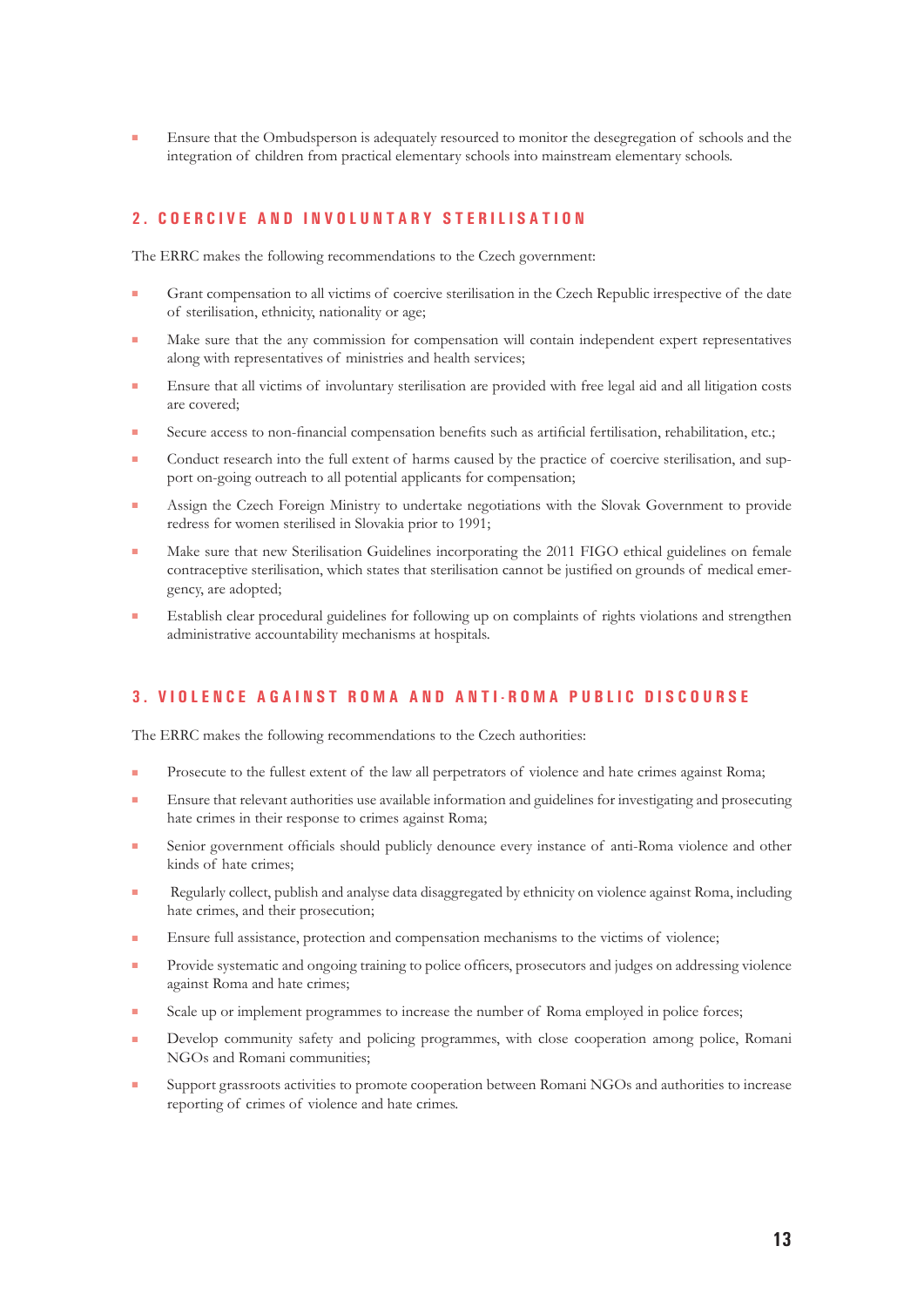- Ensure that the Ombudsperson is adequately resourced to monitor the desegregation of schools and the integration of children from practical elementary schools into mainstream elementary schools.

## 2. COERCIVE AND INVOLUNTARY STERILISATION

The ERRC makes the following recommendations to the Czech government:

- Grant compensation to all victims of coercive sterilisation in the Czech Republic irrespective of the date of sterilisation, ethnicity, nationality or age;
- Make sure that the any commission for compensation will contain independent expert representatives along with representatives of ministries and health services;
- Ensure that all victims of involuntary sterilisation are provided with free legal aid and all litigation costs are covered;
- Secure access to non-financial compensation benefits such as artificial fertilisation, rehabilitation, etc.;
- Conduct research into the full extent of harms caused by the practice of coercive sterilisation, and support on-going outreach to all potential applicants for compensation;
- Assign the Czech Foreign Ministry to undertake negotiations with the Slovak Government to provide redress for women sterilised in Slovakia prior to 1991;
- Make sure that new Sterilisation Guidelines incorporating the 2011 FIGO ethical guidelines on female contraceptive sterilisation, which states that sterilisation cannot be justified on grounds of medical emergency, are adopted;
- Establish clear procedural guidelines for following up on complaints of rights violations and strengthen administrative accountability mechanisms at hospitals.

## 3. VIOLENCE AGAINST ROMA AND ANTI-ROMA PUBLIC DISCOURSE

The ERRC makes the following recommendations to the Czech authorities:

- Prosecute to the fullest extent of the law all perpetrators of violence and hate crimes against Roma;
- Ensure that relevant authorities use available information and guidelines for investigating and prosecuting hate crimes in their response to crimes against Roma;
- Senior government officials should publicly denounce every instance of anti-Roma violence and other kinds of hate crimes;
- Regularly collect, publish and analyse data disaggregated by ethnicity on violence against Roma, including hate crimes, and their prosecution;
- Ensure full assistance, protection and compensation mechanisms to the victims of violence;
- Provide systematic and ongoing training to police officers, prosecutors and judges on addressing violence against Roma and hate crimes;
- Scale up or implement programmes to increase the number of Roma employed in police forces;
- Develop community safety and policing programmes, with close cooperation among police, Romani NGOs and Romani communities;
- Support grassroots activities to promote cooperation between Romani NGOs and authorities to increase reporting of crimes of violence and hate crimes.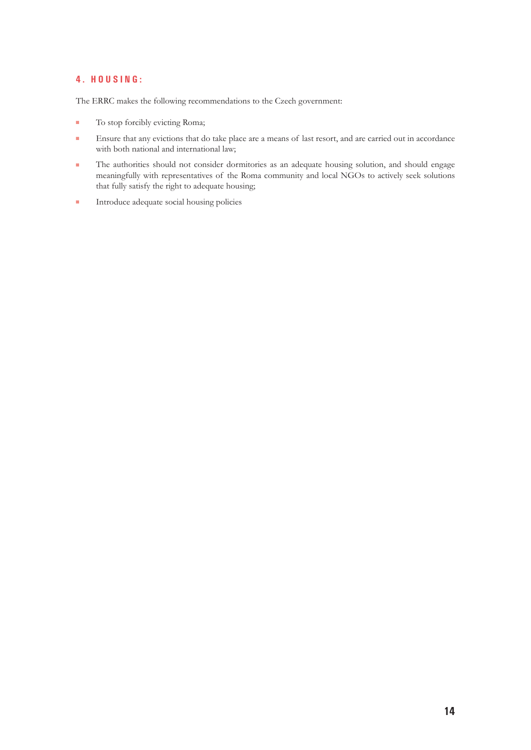## 4. HOUSING:

The ERRC makes the following recommendations to the Czech government:

- To stop forcibly evicting Roma;
- Ensure that any evictions that do take place are a means of last resort, and are carried out in accordance with both national and international law;
- The authorities should not consider dormitories as an adequate housing solution, and should engage meaningfully with representatives of the Roma community and local NGOs to actively seek solutions that fully satisfy the right to adequate housing;
- Introduce adequate social housing policies